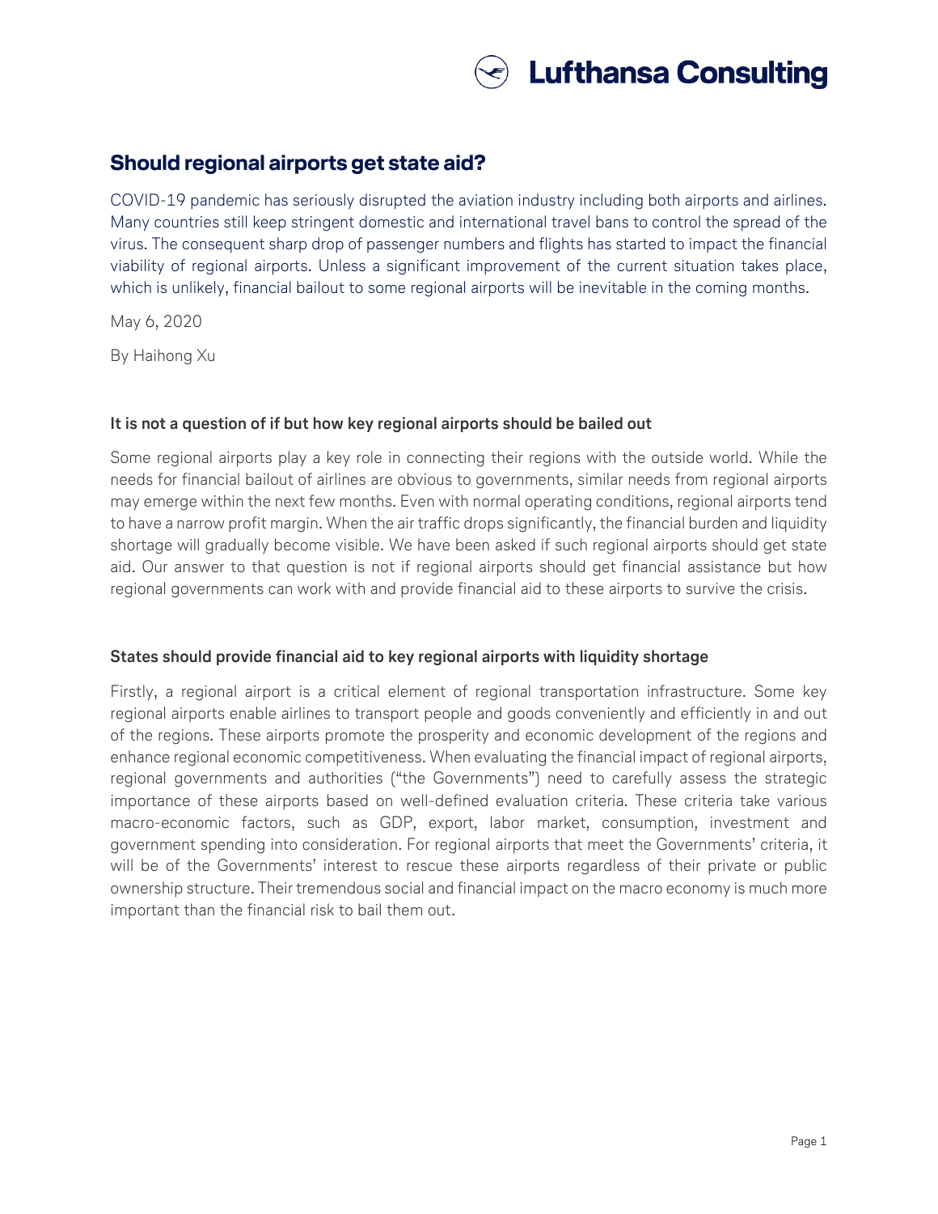Lufthansa Consulting

# Should regional airports get state aid?

COVID-19 pandemic has seriously disrupted the aviation industry including both airports and airlines. Many countries still keep stringent domestic and international travel bans to control the spread of the virus. The consequent sharp drop of passenger numbers and flights has started to impact the financial viability of regional airports. Unless a significant improvement of the current situation takes place, which is unlikely, financial bailout to some regional airports will be inevitable in the coming months.

May 6, 2020

By Haihong Xu

### It is not a question of if but how key regional airports should be bailed out

Some regional airports play a key role in connecting their regions with the outside world. While the needs for financial bailout of airlines are obvious to governments, similar needs from regional airports may emerge within the next few months. Even with normal operating conditions, regional airports tend to have a narrow profit margin. When the air traffic drops significantly, the financial burden and liquidity shortage will gradually become visible. We have been asked if such regional airports should get state aid. Our answer to that question is not if regional airports should get financial assistance but how regional governments can work with and provide financial aid to these airports to survive the crisis.

### States should provide financial aid to key regional airports with liquidity shortage

Firstly, a regional airport is a critical element of regional transportation infrastructure. Some key regional airports enable airlines to transport people and goods conveniently and efficiently in and out of the regions. These airports promote the prosperity and economic development of the regions and enhance regional economic competitiveness. When evaluating the financial impact of regional airports, regional governments and authorities ("the Governments") need to carefully assess the strategic importance of these airports based on well-defined evaluation criteria. These criteria take various macro-economic factors, such as GDP, export, labor market, consumption, investment and government spending into consideration. For regional airports that meet the Governments' criteria, it will be of the Governments' interest to rescue these airports regardless of their private or public ownership structure. Their tremendous social and financial impact on the macro economy is much more important than the financial risk to bail them out.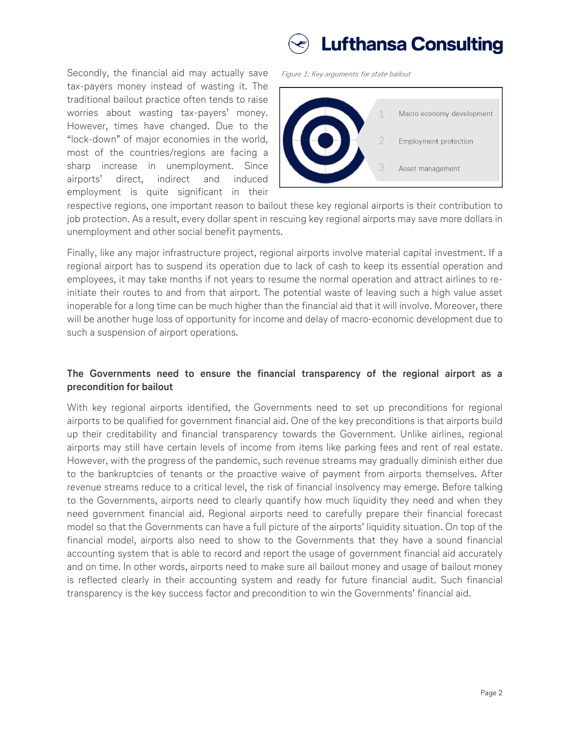Secondly, the financial aid may actually save tax-payers money instead of wasting it. The traditional bailout practice often tends to raise worries about wasting tax-payers' money. However, times have changed. Due to the "lock-down" of major economies in the world, most of the countries/regions are facing a sharp increase in unemployment. Since airports' direct, indirect and induced employment is quite significant in their respective regions, one important reason to bailout these key regional airports is their contribution to job protection. As a result, every dollar spent in rescuing key regional airports may save more dollars in unemployment and other social benefit payments.

*Figure 1: Key arguments for state bailout*

1. Macro economy development
2. Employment protection
3. Asset management

Finally, like any major infrastructure project, regional airports involve material capital investment. If a regional airport has to suspend its operation due to lack of cash to keep its essential operation and employees, it may take months if not years to resume the normal operation and attract airlines to re-initiate their routes to and from that airport. The potential waste of leaving such a high value asset inoperable for a long time can be much higher than the financial aid that it will involve. Moreover, there will be another huge loss of opportunity for income and delay of macro-economic development due to such a suspension of airport operations.

**The Governments need to ensure the financial transparency of the regional airport as a precondition for bailout**

With key regional airports identified, the Governments need to set up preconditions for regional airports to be qualified for government financial aid. One of the key preconditions is that airports build up their creditability and financial transparency towards the Government. Unlike airlines, regional airports may still have certain levels of income from items like parking fees and rent of real estate. However, with the progress of the pandemic, such revenue streams may gradually diminish either due to the bankruptcies of tenants or the proactive waive of payment from airports themselves. After revenue streams reduce to a critical level, the risk of financial insolvency may emerge. Before talking to the Governments, airports need to clearly quantify how much liquidity they need and when they need government financial aid. Regional airports need to carefully prepare their financial forecast model so that the Governments can have a full picture of the airports' liquidity situation. On top of the financial model, airports also need to show to the Governments that they have a sound financial accounting system that is able to record and report the usage of government financial aid accurately and on time. In other words, airports need to make sure all bailout money and usage of bailout money is reflected clearly in their accounting system and ready for future financial audit. Such financial transparency is the key success factor and precondition to win the Governments' financial aid.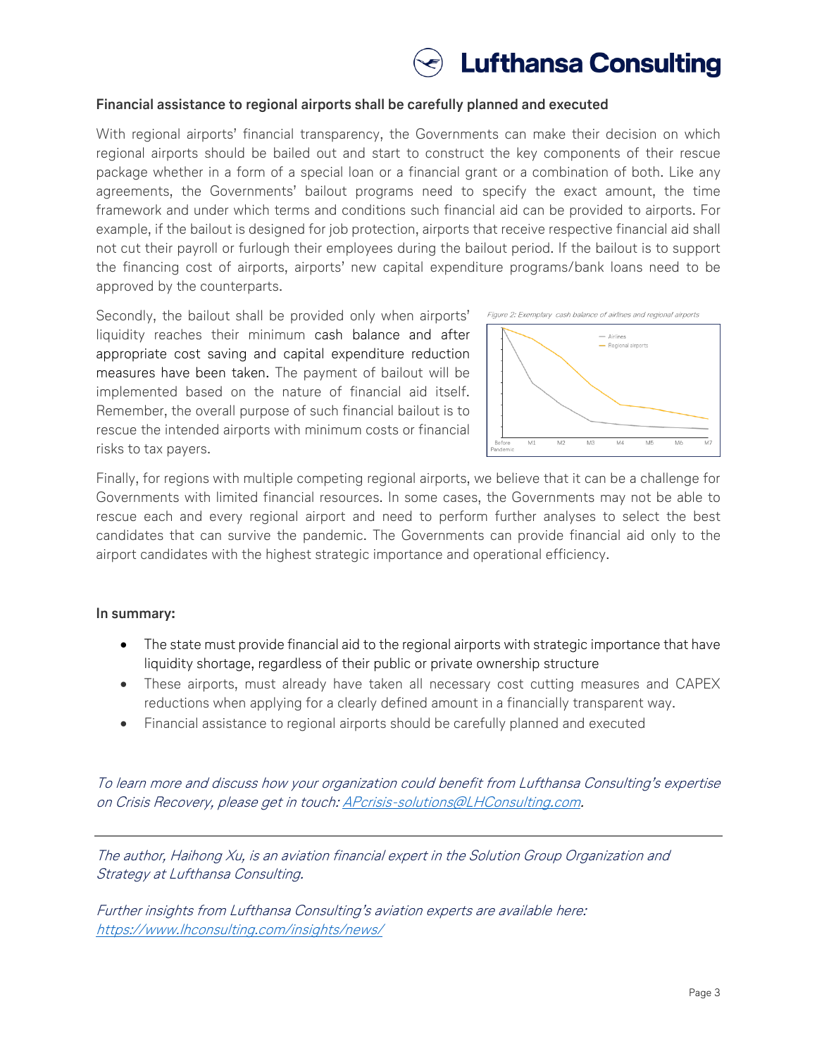### Financial assistance to regional airports shall be carefully planned and executed

With regional airports' financial transparency, the Governments can make their decision on which regional airports should be bailed out and start to construct the key components of their rescue package whether in a form of a special loan or a financial grant or a combination of both. Like any agreements, the Governments' bailout programs need to specify the exact amount, the time framework and under which terms and conditions such financial aid can be provided to airports. For example, if the bailout is designed for job protection, airports that receive respective financial aid shall not cut their payroll or furlough their employees during the bailout period. If the bailout is to support the financing cost of airports, airports' new capital expenditure programs/bank loans need to be approved by the counterparts.

Secondly, the bailout shall be provided only when airports' liquidity reaches their minimum cash balance and after appropriate cost saving and capital expenditure reduction measures have been taken. The payment of bailout will be implemented based on the nature of financial aid itself. Remember, the overall purpose of such financial bailout is to rescue the intended airports with minimum costs or financial risks to tax payers.

*Figure 2: Exemplary cash balance of airlines and regional airports*

Airlines
Regional airports
Before Pandemic
M1
M2
M3
M4
M5
M6
M7

Finally, for regions with multiple competing regional airports, we believe that it can be a challenge for Governments with limited financial resources. In some cases, the Governments may not be able to rescue each and every regional airport and need to perform further analyses to select the best candidates that can survive the pandemic. The Governments can provide financial aid only to the airport candidates with the highest strategic importance and operational efficiency.

### In summary:

- The state must provide financial aid to the regional airports with strategic importance that have liquidity shortage, regardless of their public or private ownership structure
- These airports, must already have taken all necessary cost cutting measures and CAPEX reductions when applying for a clearly defined amount in a financially transparent way.
- Financial assistance to regional airports should be carefully planned and executed

*To learn more and discuss how your organization could benefit from Lufthansa Consulting's expertise on Crisis Recovery, please get in touch: [APcrisis-solutions@LHConsulting.com](mailto:APcrisis-solutions@LHConsulting.com).*

---

*The author, Haihong Xu, is an aviation financial expert in the Solution Group Organization and Strategy at Lufthansa Consulting.*

*Further insights from Lufthansa Consulting's aviation experts are available here: [https://www.lhconsulting.com/insights/news/](https://www.lhconsulting.com/insights/news/)*